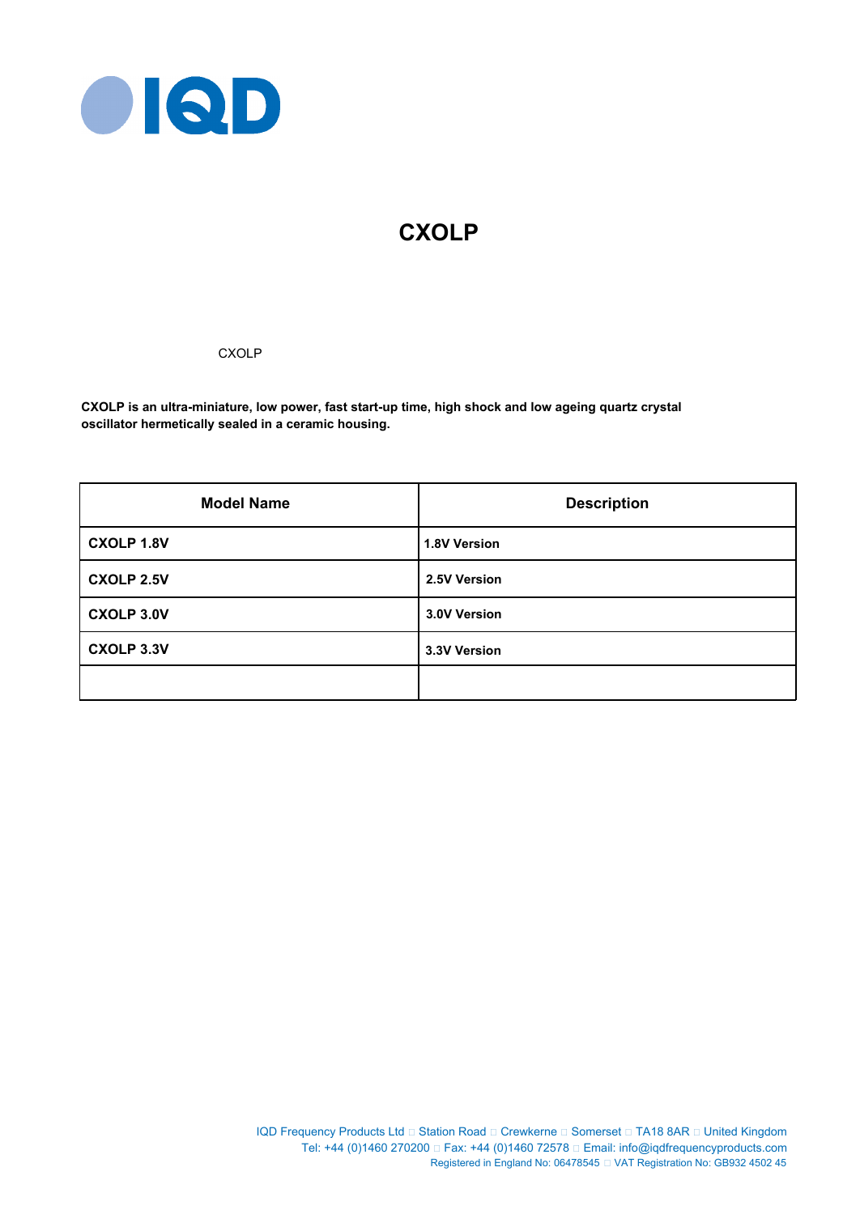# CXOLP

CXOLP

**CXOLP is an ultra-miniature, low power, fast start-up time, high shock and low ageing quartz crystal oscillator hermetically sealed in a ceramic housing.**

| Model Name | Description |
|---|---|
| **CXOLP 1.8V** | **1.8V Version** |
| **CXOLP 2.5V** | **2.5V Version** |
| **CXOLP 3.0V** | **3.0V Version** |
| **CXOLP 3.3V** | **3.3V Version** |
| | |

IQD Frequency Products Ltd □ Station Road □ Crewkerne □ Somerset □ TA18 8AR □ United Kingdom
Tel: +44 (0)1460 270200 □ Fax: +44 (0)1460 72578 □ Email: info@iqdfrequencyproducts.com
Registered in England No: 06478545 □ VAT Registration No: GB932 4502 45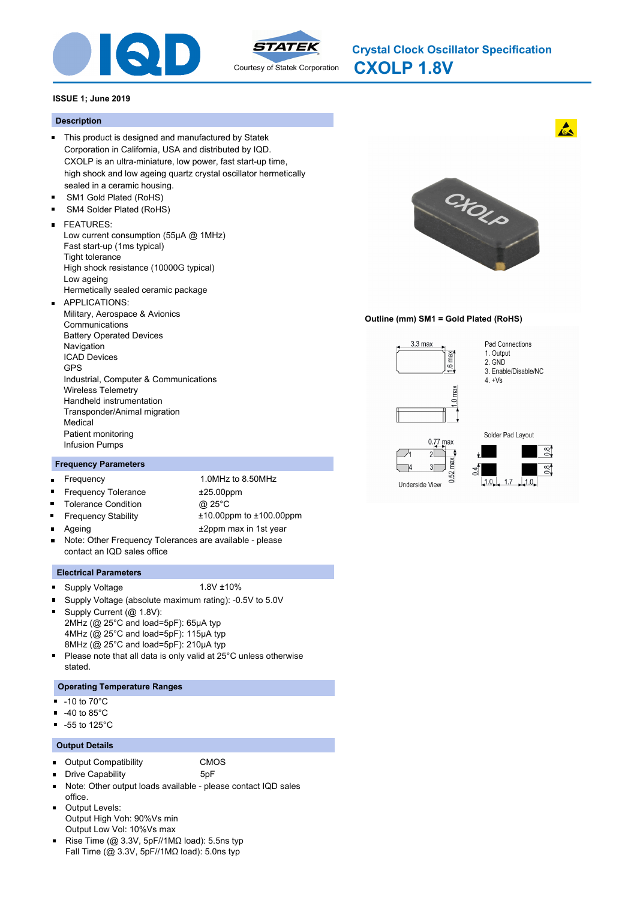# Crystal Clock Oscillator Specification

## CXOLP 1.8V

**ISSUE 1; June 2019**

### Description

- This product is designed and manufactured by Statek Corporation in California, USA and distributed by IQD. CXOLP is an ultra-miniature, low power, fast start-up time, high shock and low ageing quartz crystal oscillator hermetically sealed in a ceramic housing.
- SM1 Gold Plated (RoHS)
- SM4 Solder Plated (RoHS)
- FEATURES:
  Low current consumption (55µA @ 1MHz)
  Fast start-up (1ms typical)
  Tight tolerance
  High shock resistance (10000G typical)
  Low ageing
  Hermetically sealed ceramic package
- APPLICATIONS:
  Military, Aerospace & Avionics
  Communications
  Battery Operated Devices
  Navigation
  ICAD Devices
  GPS
  Industrial, Computer & Communications
  Wireless Telemetry
  Handheld instrumentation
  Transponder/Animal migration
  Medical
  Patient monitoring
  Infusion Pumps

### Frequency Parameters

- Frequency 1.0MHz to 8.50MHz
- Frequency Tolerance ±25.00ppm
- Tolerance Condition @ 25°C
- Frequency Stability ±10.00ppm to ±100.00ppm
- Ageing ±2ppm max in 1st year
- Note: Other Frequency Tolerances are available - please contact an IQD sales office

### Electrical Parameters

- Supply Voltage 1.8V ±10%
- Supply Voltage (absolute maximum rating): -0.5V to 5.0V
- Supply Current (@ 1.8V):
  2MHz (@ 25°C and load=5pF): 65µA typ
  4MHz (@ 25°C and load=5pF): 115µA typ
  8MHz (@ 25°C and load=5pF): 210µA typ
- Please note that all data is only valid at 25°C unless otherwise stated.

### Operating Temperature Ranges

- -10 to 70°C
- -40 to 85°C
- -55 to 125°C

### Output Details

- Output Compatibility CMOS
- Drive Capability 5pF
- Note: Other output loads available - please contact IQD sales office.
- Output Levels:
  Output High Voh: 90%Vs min
  Output Low Vol: 10%Vs max
- Rise Time (@ 3.3V, 5pF//1MΩ load): 5.5ns typ
  Fall Time (@ 3.3V, 5pF//1MΩ load): 5.0ns typ

**Outline (mm) SM1 = Gold Plated (RoHS)**

3.3 max; 1.6 max; 1.0 max; 0.77 max; 0.52 max; Underside View

Pad Connections
1. Output
2. GND
3. Enable/Disable/NC
4. +Vs

Solder Pad Layout: 0.8; 0.8; 0.4; 1.0; 1.7; 1.0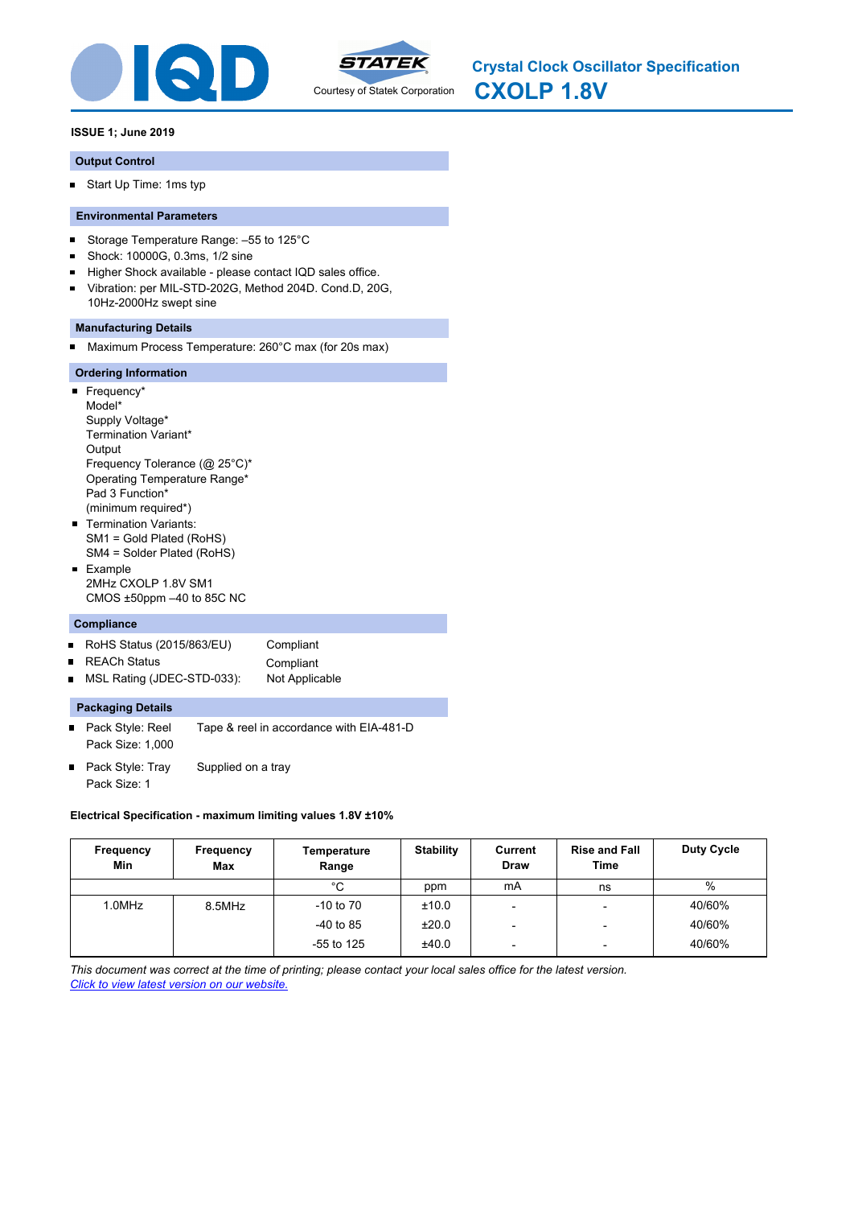# Crystal Clock Oscillator Specification
# CXOLP 1.8V

Courtesy of Statek Corporation

**ISSUE 1; June 2019**

## Output Control

- Start Up Time: 1ms typ

## Environmental Parameters

- Storage Temperature Range: –55 to 125°C
- Shock: 10000G, 0.3ms, 1/2 sine
- Higher Shock available - please contact IQD sales office.
- Vibration: per MIL-STD-202G, Method 204D. Cond.D, 20G, 10Hz-2000Hz swept sine

## Manufacturing Details

- Maximum Process Temperature: 260°C max (for 20s max)

## Ordering Information

- Frequency*
  Model*
  Supply Voltage*
  Termination Variant*
  Output
  Frequency Tolerance (@ 25°C)*
  Operating Temperature Range*
  Pad 3 Function*
  (minimum required*)
- Termination Variants:
  SM1 = Gold Plated (RoHS)
  SM4 = Solder Plated (RoHS)
- Example
  2MHz CXOLP 1.8V SM1
  CMOS ±50ppm –40 to 85C NC

## Compliance

- RoHS Status (2015/863/EU) Compliant
- REACh Status Compliant
- MSL Rating (JDEC-STD-033): Not Applicable

## Packaging Details

- Pack Style: Reel Tape & reel in accordance with EIA-481-D
  Pack Size: 1,000
- Pack Style: Tray Supplied on a tray
  Pack Size: 1

**Electrical Specification - maximum limiting values 1.8V ±10%**

| Frequency Min | Frequency Max | Temperature Range | Stability | Current Draw | Rise and Fall Time | Duty Cycle |
|---|---|---|---|---|---|---|
| | | °C | ppm | mA | ns | % |
| 1.0MHz | 8.5MHz | -10 to 70 | ±10.0 | - | - | 40/60% |
| | | -40 to 85 | ±20.0 | - | - | 40/60% |
| | | -55 to 125 | ±40.0 | - | - | 40/60% |

*This document was correct at the time of printing; please contact your local sales office for the latest version.*
*Click to view latest version on our website.*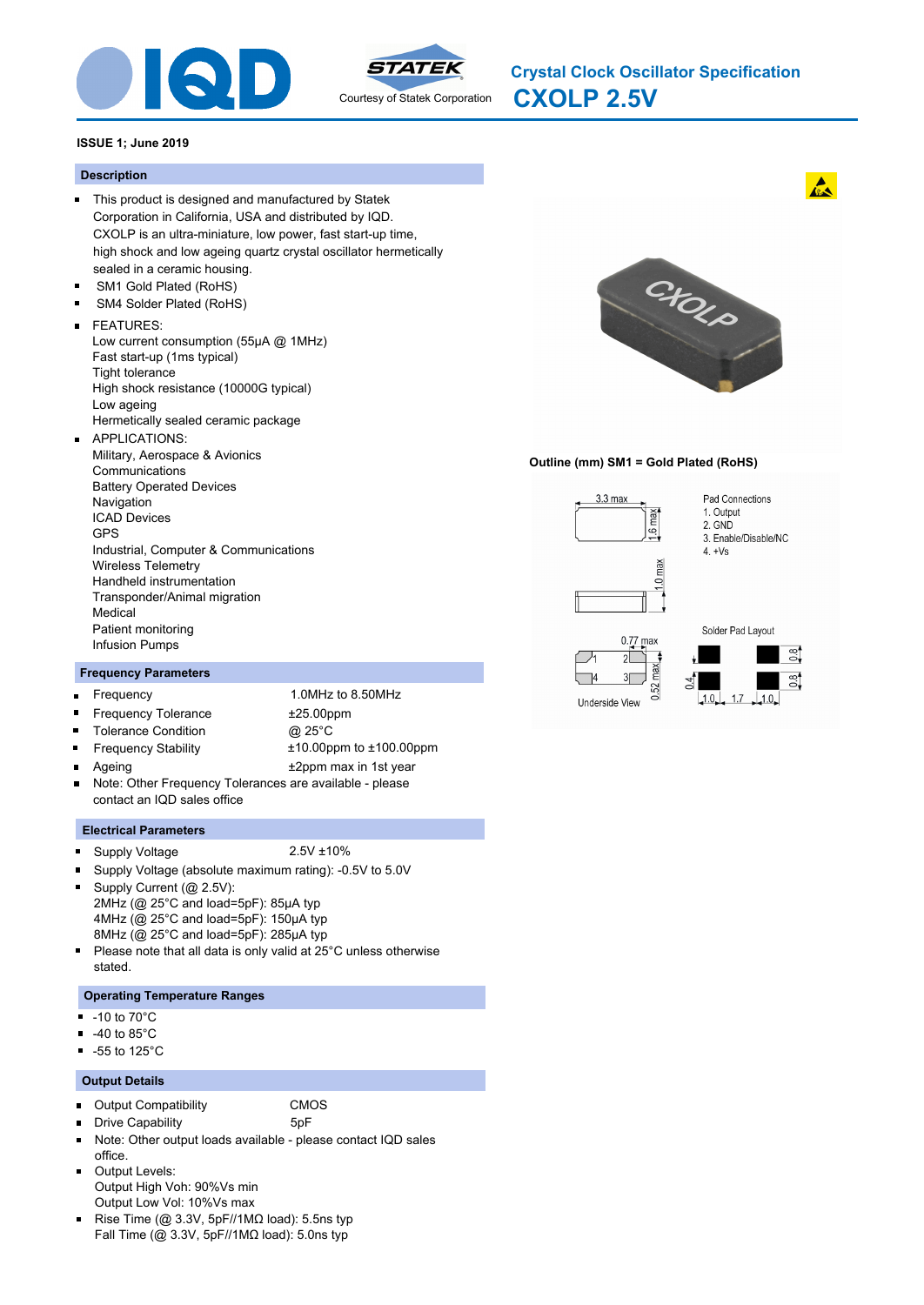# Crystal Clock Oscillator Specification

# CXOLP 2.5V

**ISSUE 1; June 2019**

## Description

- This product is designed and manufactured by Statek Corporation in California, USA and distributed by IQD. CXOLP is an ultra-miniature, low power, fast start-up time, high shock and low ageing quartz crystal oscillator hermetically sealed in a ceramic housing.
- SM1 Gold Plated (RoHS)
- SM4 Solder Plated (RoHS)
- FEATURES:
  Low current consumption (55µA @ 1MHz)
  Fast start-up (1ms typical)
  Tight tolerance
  High shock resistance (10000G typical)
  Low ageing
  Hermetically sealed ceramic package
- APPLICATIONS:
  Military, Aerospace & Avionics
  Communications
  Battery Operated Devices
  Navigation
  ICAD Devices
  GPS
  Industrial, Computer & Communications
  Wireless Telemetry
  Handheld instrumentation
  Transponder/Animal migration
  Medical
  Patient monitoring
  Infusion Pumps

## Frequency Parameters

- Frequency: 1.0MHz to 8.50MHz
- Frequency Tolerance: ±25.00ppm
- Tolerance Condition: @ 25°C
- Frequency Stability: ±10.00ppm to ±100.00ppm
- Ageing: ±2ppm max in 1st year
- Note: Other Frequency Tolerances are available - please contact an IQD sales office

## Electrical Parameters

- Supply Voltage: 2.5V ±10%
- Supply Voltage (absolute maximum rating): -0.5V to 5.0V
- Supply Current (@ 2.5V):
  2MHz (@ 25°C and load=5pF): 85µA typ
  4MHz (@ 25°C and load=5pF): 150µA typ
  8MHz (@ 25°C and load=5pF): 285µA typ
- Please note that all data is only valid at 25°C unless otherwise stated.

## Operating Temperature Ranges

- -10 to 70°C
- -40 to 85°C
- -55 to 125°C

## Output Details

- Output Compatibility: CMOS
- Drive Capability: 5pF
- Note: Other output loads available - please contact IQD sales office.
- Output Levels:
  Output High Voh: 90%Vs min
  Output Low Vol: 10%Vs max
- Rise Time (@ 3.3V, 5pF//1MΩ load): 5.5ns typ
  Fall Time (@ 3.3V, 5pF//1MΩ load): 5.0ns typ

**Outline (mm) SM1 = Gold Plated (RoHS)**

3.3 max, 1.6 max, 1.0 max

Pad Connections
1. Output
2. GND
3. Enable/Disable/NC
4. +Vs

Underside View: 0.77 max, 0.52 max

Solder Pad Layout: 0.8, 0.8, 0.4, 1.0, 1.7, 1.0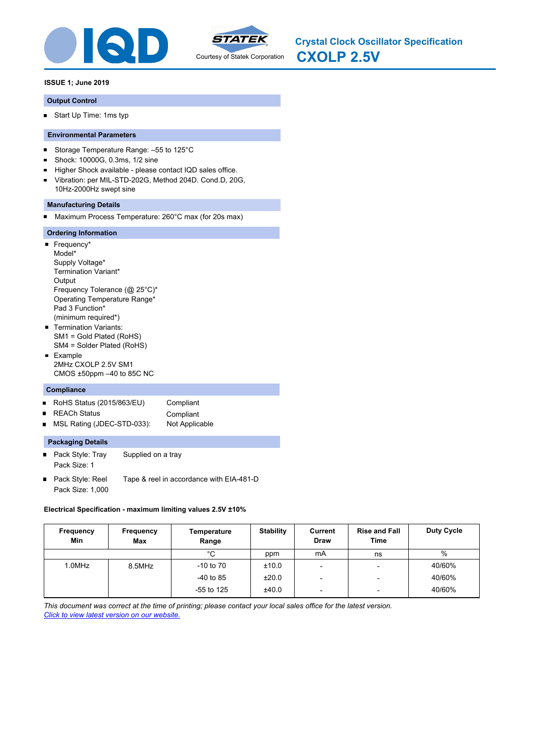# Crystal Clock Oscillator Specification

## CXOLP 2.5V

Courtesy of Statek Corporation

**ISSUE 1; June 2019**

### Output Control

- Start Up Time: 1ms typ

### Environmental Parameters

- Storage Temperature Range: –55 to 125°C
- Shock: 10000G, 0.3ms, 1/2 sine
- Higher Shock available - please contact IQD sales office.
- Vibration: per MIL-STD-202G, Method 204D. Cond.D, 20G, 10Hz-2000Hz swept sine

### Manufacturing Details

- Maximum Process Temperature: 260°C max (for 20s max)

### Ordering Information

- Frequency*
  Model*
  Supply Voltage*
  Termination Variant*
  Output
  Frequency Tolerance (@ 25°C)*
  Operating Temperature Range*
  Pad 3 Function*
  (minimum required*)
- Termination Variants:
  SM1 = Gold Plated (RoHS)
  SM4 = Solder Plated (RoHS)
- Example
  2MHz CXOLP 2.5V SM1
  CMOS ±50ppm –40 to 85C NC

### Compliance

- RoHS Status (2015/863/EU) Compliant
- REACh Status Compliant
- MSL Rating (JDEC-STD-033): Not Applicable

### Packaging Details

- Pack Style: Tray Supplied on a tray
  Pack Size: 1
- Pack Style: Reel Tape & reel in accordance with EIA-481-D
  Pack Size: 1,000

**Electrical Specification - maximum limiting values 2.5V ±10%**

| Frequency Min | Frequency Max | Temperature Range | Stability | Current Draw | Rise and Fall Time | Duty Cycle |
|---|---|---|---|---|---|---|
| | | °C | ppm | mA | ns | % |
| 1.0MHz | 8.5MHz | -10 to 70 | ±10.0 | - | - | 40/60% |
| | | -40 to 85 | ±20.0 | - | - | 40/60% |
| | | -55 to 125 | ±40.0 | - | - | 40/60% |

*This document was correct at the time of printing; please contact your local sales office for the latest version.*
*Click to view latest version on our website.*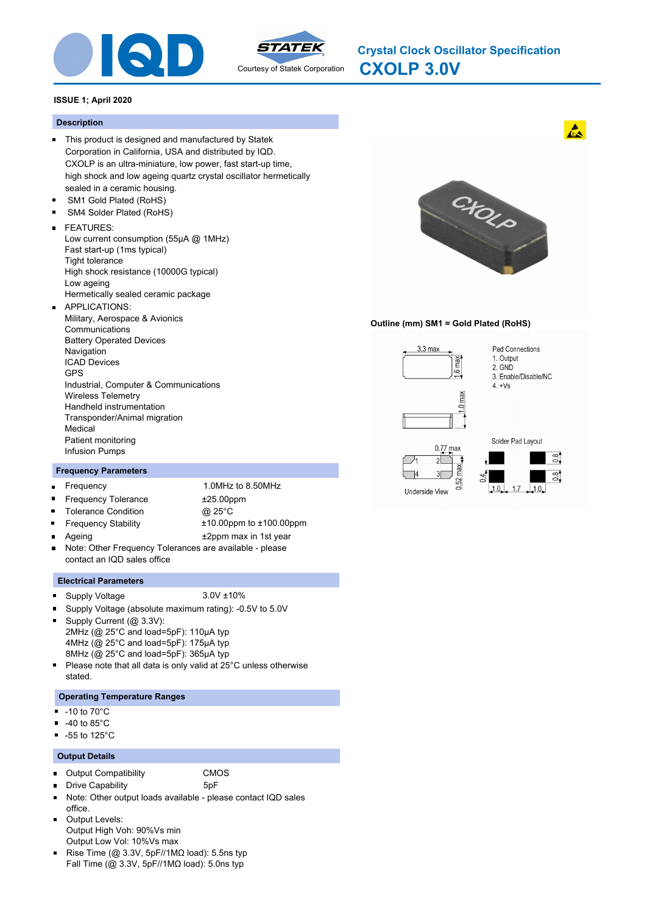# Crystal Clock Oscillator Specification

# CXOLP 3.0V

Courtesy of Statek Corporation

**ISSUE 1; April 2020**

## Description

- This product is designed and manufactured by Statek Corporation in California, USA and distributed by IQD. CXOLP is an ultra-miniature, low power, fast start-up time, high shock and low ageing quartz crystal oscillator hermetically sealed in a ceramic housing.
- SM1 Gold Plated (RoHS)
- SM4 Solder Plated (RoHS)
- FEATURES:
  Low current consumption (55µA @ 1MHz)
  Fast start-up (1ms typical)
  Tight tolerance
  High shock resistance (10000G typical)
  Low ageing
  Hermetically sealed ceramic package
- APPLICATIONS:
  Military, Aerospace & Avionics
  Communications
  Battery Operated Devices
  Navigation
  ICAD Devices
  GPS
  Industrial, Computer & Communications
  Wireless Telemetry
  Handheld instrumentation
  Transponder/Animal migration
  Medical
  Patient monitoring
  Infusion Pumps

## Frequency Parameters

- Frequency: 1.0MHz to 8.50MHz
- Frequency Tolerance: ±25.00ppm
- Tolerance Condition: @ 25°C
- Frequency Stability: ±10.00ppm to ±100.00ppm
- Ageing: ±2ppm max in 1st year
- Note: Other Frequency Tolerances are available - please contact an IQD sales office

## Electrical Parameters

- Supply Voltage: 3.0V ±10%
- Supply Voltage (absolute maximum rating): -0.5V to 5.0V
- Supply Current (@ 3.3V):
  2MHz (@ 25°C and load=5pF): 110µA typ
  4MHz (@ 25°C and load=5pF): 175µA typ
  8MHz (@ 25°C and load=5pF): 365µA typ
- Please note that all data is only valid at 25°C unless otherwise stated.

## Operating Temperature Ranges

- -10 to 70°C
- -40 to 85°C
- -55 to 125°C

## Output Details

- Output Compatibility: CMOS
- Drive Capability: 5pF
- Note: Other output loads available - please contact IQD sales office.
- Output Levels:
  Output High Voh: 90%Vs min
  Output Low Vol: 10%Vs max
- Rise Time (@ 3.3V, 5pF//1MΩ load): 5.5ns typ
  Fall Time (@ 3.3V, 5pF//1MΩ load): 5.0ns typ

## Outline (mm) SM1 = Gold Plated (RoHS)

3.3 max, 1.6 max, 1.0 max

Pad Connections
1. Output
2. GND
3. Enable/Disable/NC
4. +Vs

Underside View: 0.77 max, 0.52 max

Solder Pad Layout: 0.8, 0.8, 0.4, 1.0, 1.7, 1.0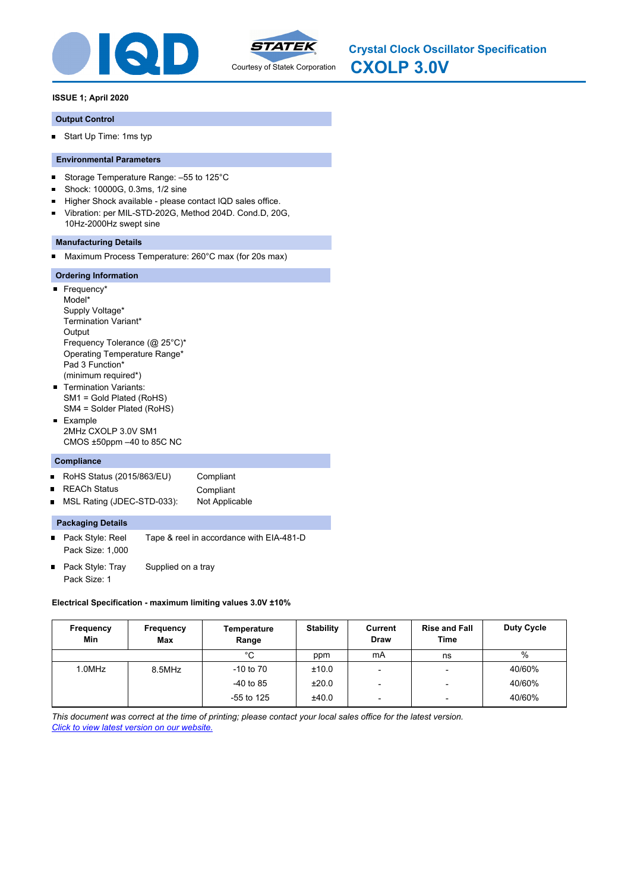# Crystal Clock Oscillator Specification

# CXOLP 3.0V

Courtesy of Statek Corporation

**ISSUE 1; April 2020**

## Output Control

- Start Up Time: 1ms typ

## Environmental Parameters

- Storage Temperature Range: –55 to 125°C
- Shock: 10000G, 0.3ms, 1/2 sine
- Higher Shock available - please contact IQD sales office.
- Vibration: per MIL-STD-202G, Method 204D. Cond.D, 20G, 10Hz-2000Hz swept sine

## Manufacturing Details

- Maximum Process Temperature: 260°C max (for 20s max)

## Ordering Information

- Frequency*
  Model*
  Supply Voltage*
  Termination Variant*
  Output
  Frequency Tolerance (@ 25°C)*
  Operating Temperature Range*
  Pad 3 Function*
  (minimum required*)
- Termination Variants:
  SM1 = Gold Plated (RoHS)
  SM4 = Solder Plated (RoHS)
- Example
  2MHz CXOLP 3.0V SM1
  CMOS ±50ppm –40 to 85C NC

## Compliance

- RoHS Status (2015/863/EU): Compliant
- REACh Status: Compliant
- MSL Rating (JDEC-STD-033): Not Applicable

## Packaging Details

- Pack Style: Reel — Tape & reel in accordance with EIA-481-D
  Pack Size: 1,000
- Pack Style: Tray — Supplied on a tray
  Pack Size: 1

**Electrical Specification - maximum limiting values 3.0V ±10%**

| Frequency Min | Frequency Max | Temperature Range | Stability | Current Draw | Rise and Fall Time | Duty Cycle |
|---|---|---|---|---|---|---|
| | | °C | ppm | mA | ns | % |
| 1.0MHz | 8.5MHz | -10 to 70 | ±10.0 | - | - | 40/60% |
| | | -40 to 85 | ±20.0 | - | - | 40/60% |
| | | -55 to 125 | ±40.0 | - | - | 40/60% |

*This document was correct at the time of printing; please contact your local sales office for the latest version.*
*Click to view latest version on our website.*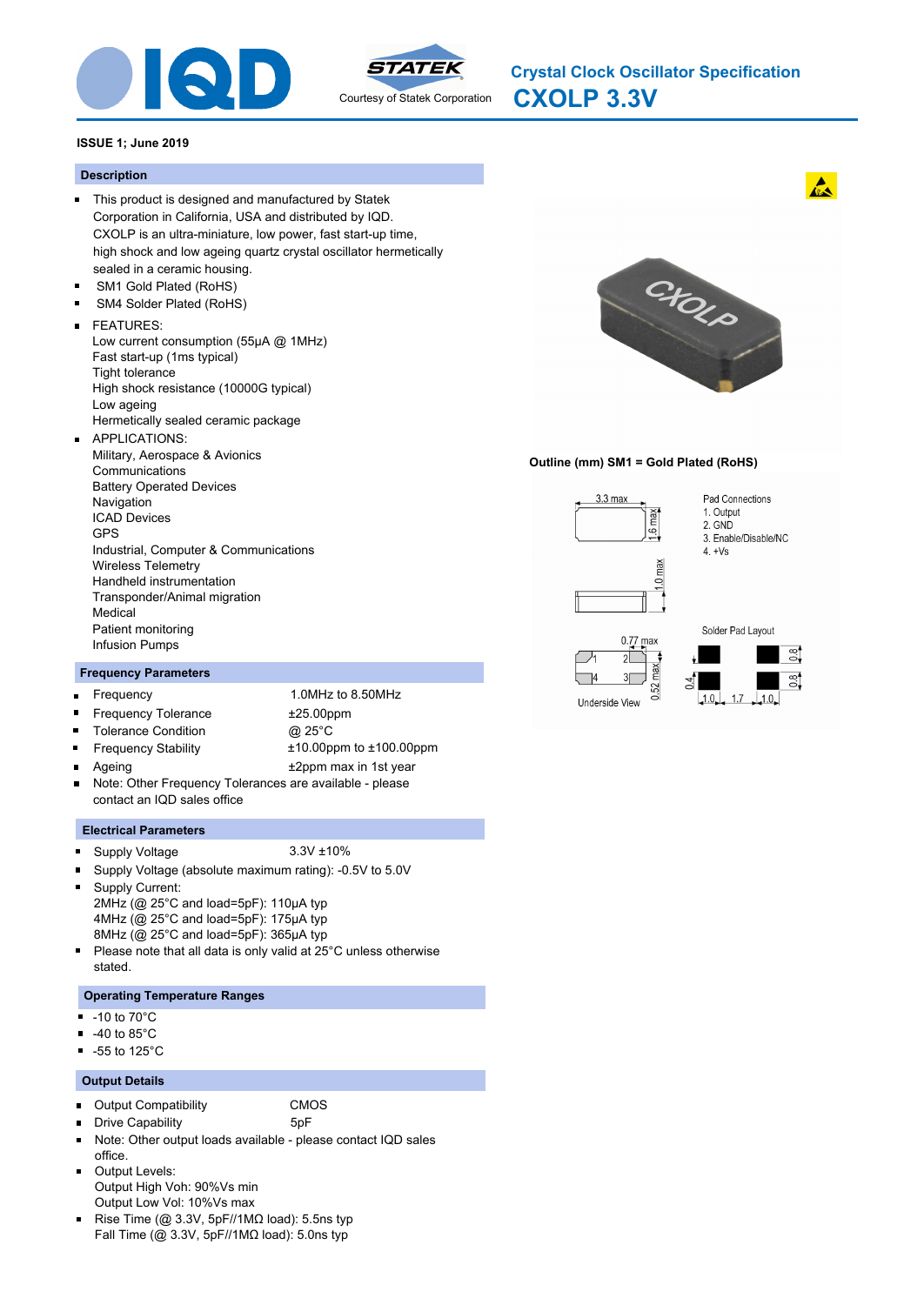# Crystal Clock Oscillator Specification

# CXOLP 3.3V

Courtesy of Statek Corporation

**ISSUE 1; June 2019**

## Description

- This product is designed and manufactured by Statek Corporation in California, USA and distributed by IQD. CXOLP is an ultra-miniature, low power, fast start-up time, high shock and low ageing crystal oscillator hermetically sealed in a ceramic housing.
- SM1 Gold Plated (RoHS)
- SM4 Solder Plated (RoHS)
- FEATURES:
  Low current consumption (55µA @ 1MHz)
  Fast start-up (1ms typical)
  Tight tolerance
  High shock resistance (10000G typical)
  Low ageing
  Hermetically sealed ceramic package
- APPLICATIONS:
  Military, Aerospace & Avionics
  Communications
  Battery Operated Devices
  Navigation
  ICAD Devices
  GPS
  Industrial, Computer & Communications
  Wireless Telemetry
  Handheld instrumentation
  Transponder/Animal migration
  Medical
  Patient monitoring
  Infusion Pumps

## Frequency Parameters

- Frequency: 1.0MHz to 8.50MHz
- Frequency Tolerance: ±25.00ppm
- Tolerance Condition: @ 25°C
- Frequency Stability: ±10.00ppm to ±100.00ppm
- Ageing: ±2ppm max in 1st year
- Note: Other Frequency Tolerances are available - please contact an IQD sales office

## Electrical Parameters

- Supply Voltage: 3.3V ±10%
- Supply Voltage (absolute maximum rating): -0.5V to 5.0V
- Supply Current:
  2MHz (@ 25°C and load=5pF): 110µA typ
  4MHz (@ 25°C and load=5pF): 175µA typ
  8MHz (@ 25°C and load=5pF): 365µA typ
- Please note that all data is only valid at 25°C unless otherwise stated.

## Operating Temperature Ranges

- -10 to 70°C
- -40 to 85°C
- -55 to 125°C

## Output Details

- Output Compatibility: CMOS
- Drive Capability: 5pF
- Note: Other output loads available - please contact IQD sales office.
- Output Levels:
  Output High Voh: 90%Vs min
  Output Low Vol: 10%Vs max
- Rise Time (@ 3.3V, 5pF//1MΩ load): 5.5ns typ
  Fall Time (@ 3.3V, 5pF//1MΩ load): 5.0ns typ

**Outline (mm) SM1 = Gold Plated (RoHS)**

3.3 max; 1.6 max; 1.0 max; 0.77 max; 0.52 max

Underside View

Pad Connections
1. Output
2. GND
3. Enable/Disable/NC
4. +Vs

Solder Pad Layout: 0.8; 0.8; 0.4; 1.0; 1.7; 1.0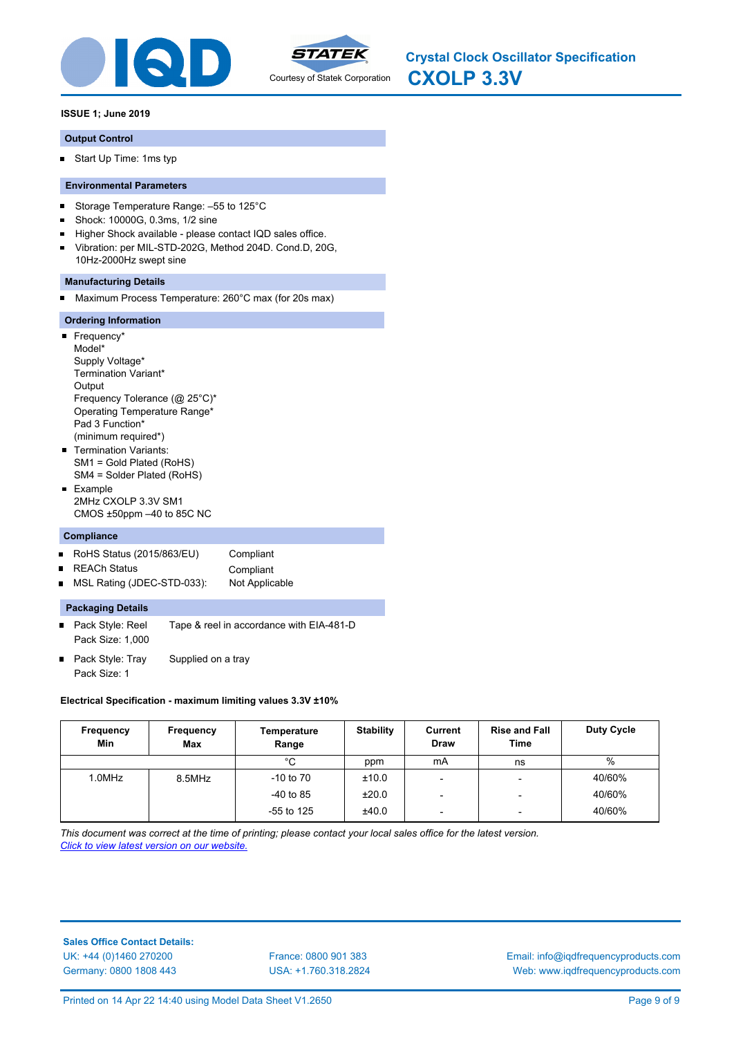**ISSUE 1; June 2019**

### Output Control

- Start Up Time: 1ms typ

### Environmental Parameters

- Storage Temperature Range: –55 to 125°C
- Shock: 10000G, 0.3ms, 1/2 sine
- Higher Shock available - please contact IQD sales office.
- Vibration: per MIL-STD-202G, Method 204D. Cond.D, 20G, 10Hz-2000Hz swept sine

### Manufacturing Details

- Maximum Process Temperature: 260°C max (for 20s max)

### Ordering Information

- Frequency*
  Model*
  Supply Voltage*
  Termination Variant*
  Output
  Frequency Tolerance (@ 25°C)*
  Operating Temperature Range*
  Pad 3 Function*
  (minimum required*)
- Termination Variants:
  SM1 = Gold Plated (RoHS)
  SM4 = Solder Plated (RoHS)
- Example
  2MHz CXOLP 3.3V SM1
  CMOS ±50ppm –40 to 85C NC

### Compliance

- RoHS Status (2015/863/EU) Compliant
- REACh Status Compliant
- MSL Rating (JDEC-STD-033): Not Applicable

### Packaging Details

- Pack Style: Reel — Tape & reel in accordance with EIA-481-D
  Pack Size: 1,000
- Pack Style: Tray — Supplied on a tray
  Pack Size: 1

**Electrical Specification - maximum limiting values 3.3V ±10%**

| Frequency Min | Frequency Max | Temperature Range | Stability | Current Draw | Rise and Fall Time | Duty Cycle |
|---|---|---|---|---|---|---|
| | | °C | ppm | mA | ns | % |
| 1.0MHz | 8.5MHz | -10 to 70 | ±10.0 | - | - | 40/60% |
| | | -40 to 85 | ±20.0 | - | - | 40/60% |
| | | -55 to 125 | ±40.0 | - | - | 40/60% |

*This document was correct at the time of printing; please contact your local sales office for the latest version.*
*Click to view latest version on our website.*

**Sales Office Contact Details:**
UK: +44 (0)1460 270200
Germany: 0800 1808 443
France: 0800 901 383
USA: +1.760.318.2824
Email: info@iqdfrequencyproducts.com
Web: www.iqdfrequencyproducts.com

Printed on 14 Apr 22 14:40 using Model Data Sheet V1.2650